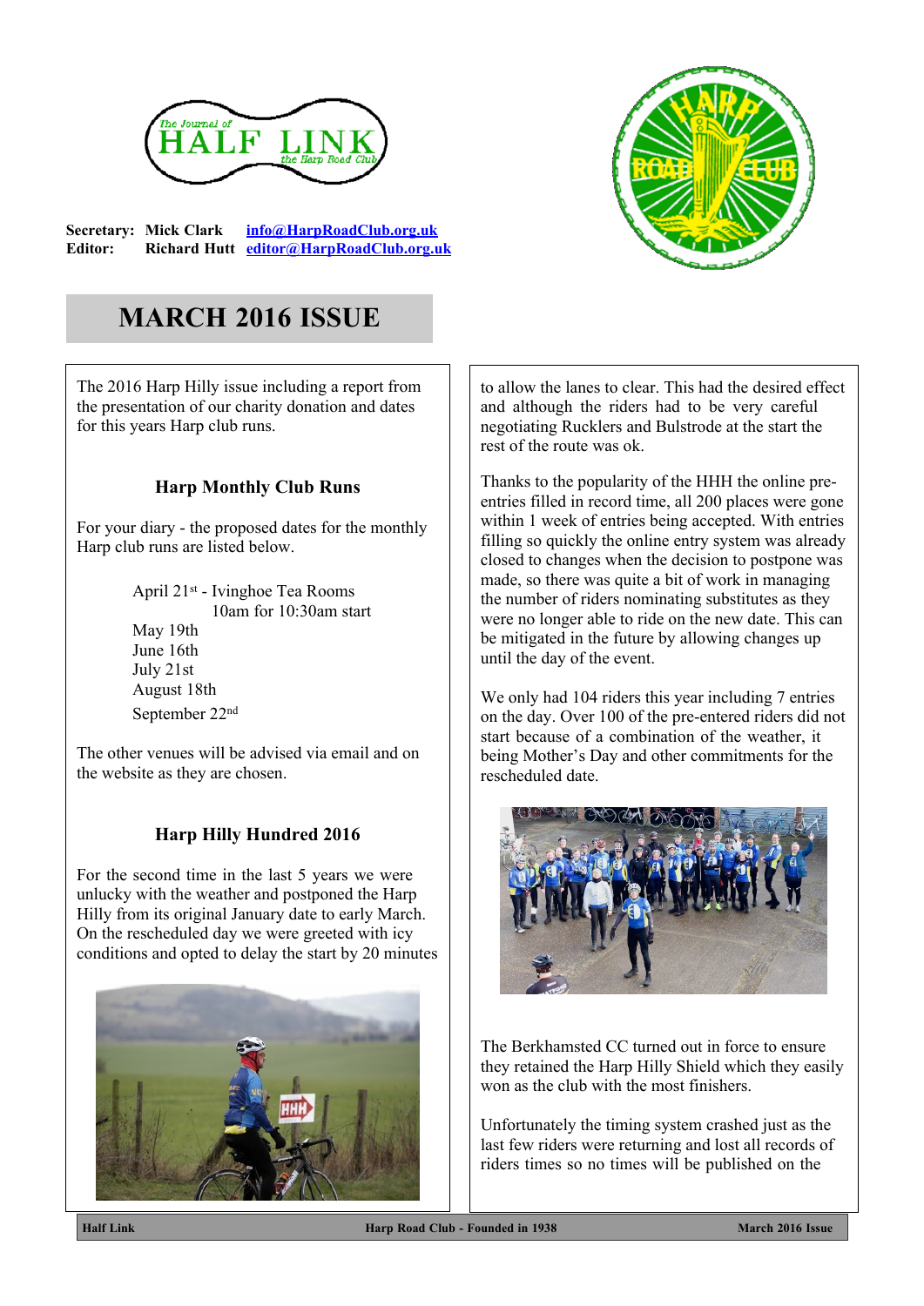The Journal of HALF LINK the Harp Road Club

**Secretary:** **Mick Clark** info@HarpRoadClub.org.uk
**Editor:** **Richard Hutt** editor@HarpRoadClub.org.uk

# MARCH 2016 ISSUE

The 2016 Harp Hilly issue including a report from the presentation of our charity donation and dates for this years Harp club runs.

## Harp Monthly Club Runs

For your diary - the proposed dates for the monthly Harp club runs are listed below.

April 21st - Ivinghoe Tea Rooms
10am for 10:30am start
May 19th
June 16th
July 21st
August 18th
September 22nd

The other venues will be advised via email and on the website as they are chosen.

## Harp Hilly Hundred 2016

For the second time in the last 5 years we were unlucky with the weather and postponed the Harp Hilly from its original January date to early March. On the rescheduled day we were greeted with icy conditions and opted to delay the start by 20 minutes to allow the lanes to clear. This had the desired effect and although the riders had to be very careful negotiating Rucklers and Bulstrode at the start the rest of the route was ok.

Thanks to the popularity of the HHH the online pre-entries filled in record time, all 200 places were gone within 1 week of entries being accepted. With entries filling so quickly the online entry system was already closed to changes when the decision to postpone was made, so there was quite a bit of work in managing the number of riders nominating substitutes as they were no longer able to ride on the new date. This can be mitigated in the future by allowing changes up until the day of the event.

We only had 104 riders this year including 7 entries on the day. Over 100 of the pre-entered riders did not start because of a combination of the weather, it being Mother's Day and other commitments for the rescheduled date.

The Berkhamsted CC turned out in force to ensure they retained the Harp Hilly Shield which they easily won as the club with the most finishers.

Unfortunately the timing system crashed just as the last few riders were returning and lost all records of riders times so no times will be published on the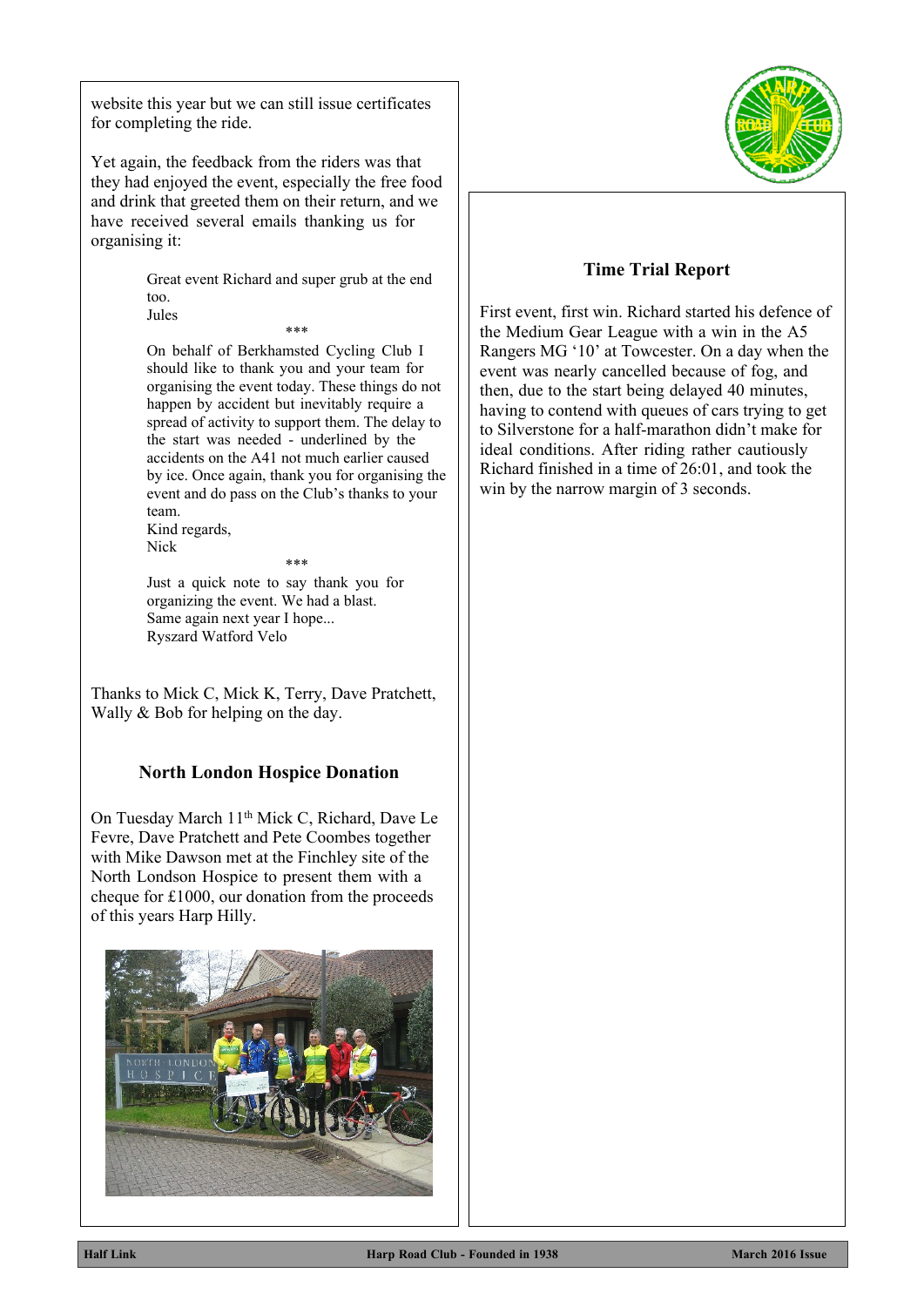website this year but we can still issue certificates for completing the ride.

Yet again, the feedback from the riders was that they had enjoyed the event, especially the free food and drink that greeted them on their return, and we have received several emails thanking us for organising it:

> Great event Richard and super grub at the end too.
> Jules
>
> \*\*\*
>
> On behalf of Berkhamsted Cycling Club I should like to thank you and your team for organising the event today. These things do not happen by accident but inevitably require a spread of activity to support them. The delay to the start was needed - underlined by the accidents on the A41 not much earlier caused by ice. Once again, thank you for organising the event and do pass on the Club's thanks to your team.
> Kind regards,
> Nick
>
> \*\*\*
>
> Just a quick note to say thank you for organizing the event. We had a blast.
> Same again next year I hope...
> Ryszard Watford Velo

Thanks to Mick C, Mick K, Terry, Dave Pratchett, Wally & Bob for helping on the day.

## North London Hospice Donation

On Tuesday March 11th Mick C, Richard, Dave Le Fevre, Dave Pratchett and Pete Coombes together with Mike Dawson met at the Finchley site of the North Londson Hospice to present them with a cheque for £1000, our donation from the proceeds of this years Harp Hilly.

## Time Trial Report

First event, first win. Richard started his defence of the Medium Gear League with a win in the A5 Rangers MG '10' at Towcester. On a day when the event was nearly cancelled because of fog, and then, due to the start being delayed 40 minutes, having to contend with queues of cars trying to get to Silverstone for a half-marathon didn't make for ideal conditions. After riding rather cautiously Richard finished in a time of 26:01, and took the win by the narrow margin of 3 seconds.